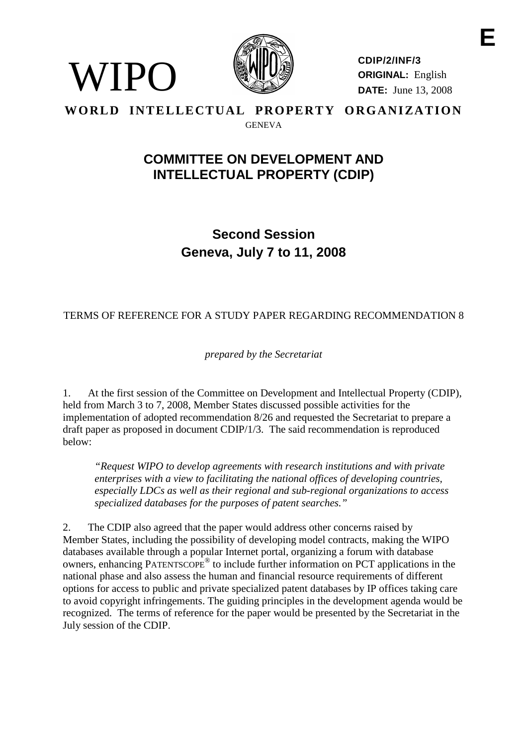WIPO

CDIP/2/INF/3
**ORIGINAL:** English
**DATE:** June 13, 2008

**WORLD INTELLECTUAL PROPERTY ORGANIZATION**
GENEVA

# COMMITTEE ON DEVELOPMENT AND INTELLECTUAL PROPERTY (CDIP)

## Second Session
## Geneva, July 7 to 11, 2008

TERMS OF REFERENCE FOR A STUDY PAPER REGARDING RECOMMENDATION 8

*prepared by the Secretariat*

1. At the first session of the Committee on Development and Intellectual Property (CDIP), held from March 3 to 7, 2008, Member States discussed possible activities for the implementation of adopted recommendation 8/26 and requested the Secretariat to prepare a draft paper as proposed in document CDIP/1/3. The said recommendation is reproduced below:

> *"Request WIPO to develop agreements with research institutions and with private enterprises with a view to facilitating the national offices of developing countries, especially LDCs as well as their regional and sub-regional organizations to access specialized databases for the purposes of patent searches."*

2. The CDIP also agreed that the paper would address other concerns raised by Member States, including the possibility of developing model contracts, making the WIPO databases available through a popular Internet portal, organizing a forum with database owners, enhancing PATENTSCOPE® to include further information on PCT applications in the national phase and also assess the human and financial resource requirements of different options for access to public and private specialized patent databases by IP offices taking care to avoid copyright infringements. The guiding principles in the development agenda would be recognized. The terms of reference for the paper would be presented by the Secretariat in the July session of the CDIP.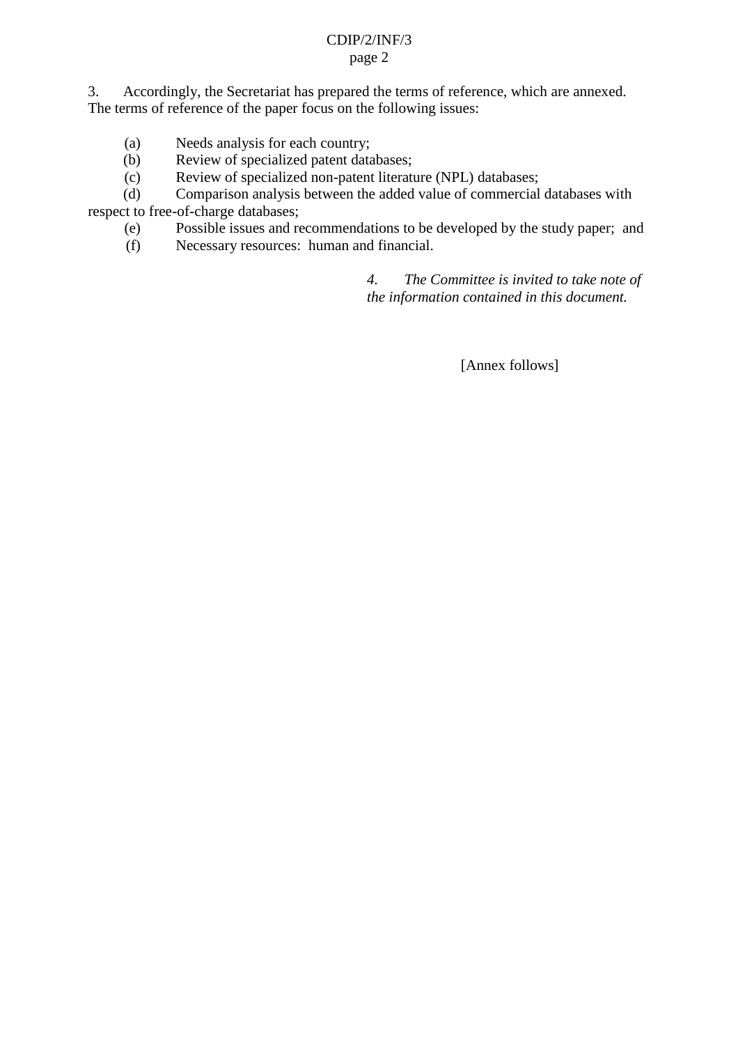3. Accordingly, the Secretariat has prepared the terms of reference, which are annexed. The terms of reference of the paper focus on the following issues:

(a) Needs analysis for each country;
(b) Review of specialized patent databases;
(c) Review of specialized non-patent literature (NPL) databases;
(d) Comparison analysis between the added value of commercial databases with respect to free-of-charge databases;
(e) Possible issues and recommendations to be developed by the study paper; and
(f) Necessary resources: human and financial.

*4. The Committee is invited to take note of the information contained in this document.*

[Annex follows]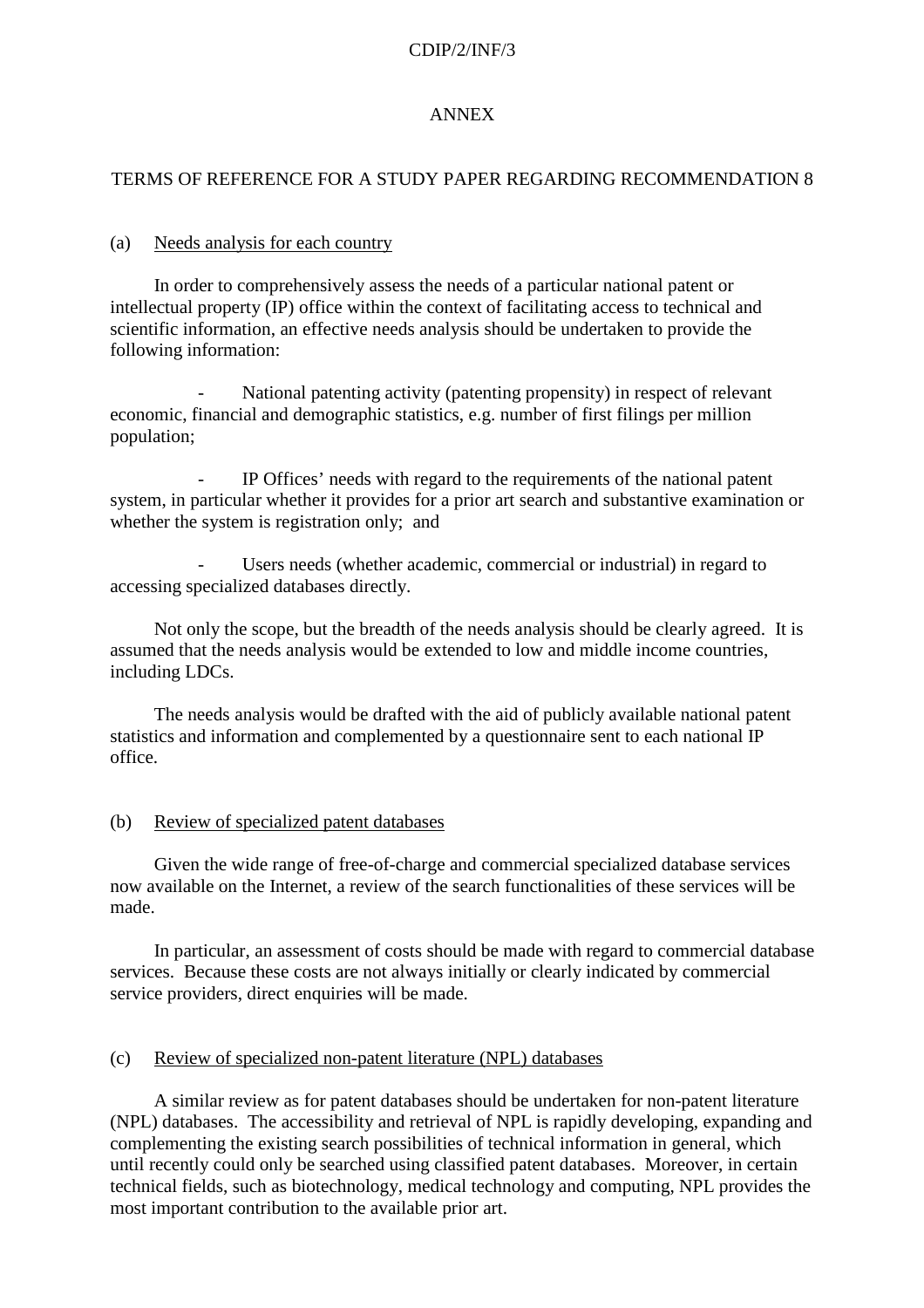# ANNEX

## TERMS OF REFERENCE FOR A STUDY PAPER REGARDING RECOMMENDATION 8

### (a) Needs analysis for each country

In order to comprehensively assess the needs of a particular national patent or intellectual property (IP) office within the context of facilitating access to technical and scientific information, an effective needs analysis should be undertaken to provide the following information:

- National patenting activity (patenting propensity) in respect of relevant economic, financial and demographic statistics, e.g. number of first filings per million population;

- IP Offices' needs with regard to the requirements of the national patent system, in particular whether it provides for a prior art search and substantive examination or whether the system is registration only; and

- Users needs (whether academic, commercial or industrial) in regard to accessing specialized databases directly.

Not only the scope, but the breadth of the needs analysis should be clearly agreed. It is assumed that the needs analysis would be extended to low and middle income countries, including LDCs.

The needs analysis would be drafted with the aid of publicly available national patent statistics and information and complemented by a questionnaire sent to each national IP office.

### (b) Review of specialized patent databases

Given the wide range of free-of-charge and commercial specialized database services now available on the Internet, a review of the search functionalities of these services will be made.

In particular, an assessment of costs should be made with regard to commercial database services. Because these costs are not always initially or clearly indicated by commercial service providers, direct enquiries will be made.

### (c) Review of specialized non-patent literature (NPL) databases

A similar review as for patent databases should be undertaken for non-patent literature (NPL) databases. The accessibility and retrieval of NPL is rapidly developing, expanding and complementing the existing search possibilities of technical information in general, which until recently could only be searched using classified patent databases. Moreover, in certain technical fields, such as biotechnology, medical technology and computing, NPL provides the most important contribution to the available prior art.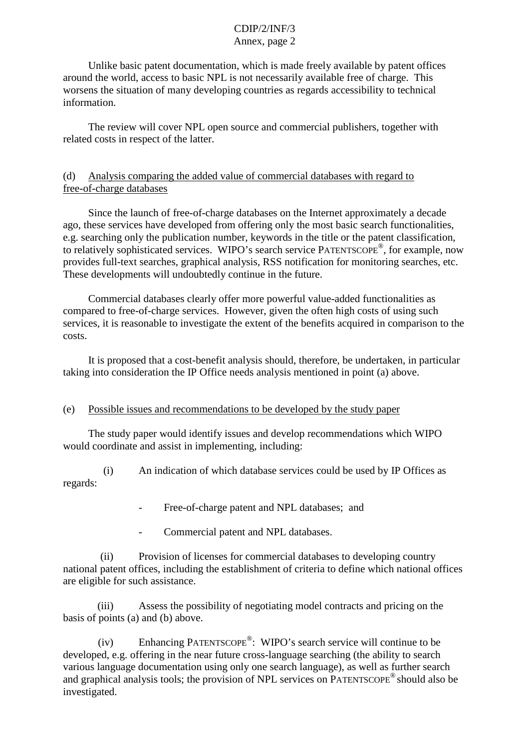Unlike basic patent documentation, which is made freely available by patent offices around the world, access to basic NPL is not necessarily available free of charge. This worsens the situation of many developing countries as regards accessibility to technical information.

The review will cover NPL open source and commercial publishers, together with related costs in respect of the latter.

(d) Analysis comparing the added value of commercial databases with regard to free-of-charge databases

Since the launch of free-of-charge databases on the Internet approximately a decade ago, these services have developed from offering only the most basic search functionalities, e.g. searching only the publication number, keywords in the title or the patent classification, to relatively sophisticated services. WIPO's search service PATENTSCOPE®, for example, now provides full-text searches, graphical analysis, RSS notification for monitoring searches, etc. These developments will undoubtedly continue in the future.

Commercial databases clearly offer more powerful value-added functionalities as compared to free-of-charge services. However, given the often high costs of using such services, it is reasonable to investigate the extent of the benefits acquired in comparison to the costs.

It is proposed that a cost-benefit analysis should, therefore, be undertaken, in particular taking into consideration the IP Office needs analysis mentioned in point (a) above.

(e) Possible issues and recommendations to be developed by the study paper

The study paper would identify issues and develop recommendations which WIPO would coordinate and assist in implementing, including:

(i) An indication of which database services could be used by IP Offices as regards:

- Free-of-charge patent and NPL databases; and
- Commercial patent and NPL databases.

(ii) Provision of licenses for commercial databases to developing country national patent offices, including the establishment of criteria to define which national offices are eligible for such assistance.

(iii) Assess the possibility of negotiating model contracts and pricing on the basis of points (a) and (b) above.

(iv) Enhancing PATENTSCOPE®: WIPO's search service will continue to be developed, e.g. offering in the near future cross-language searching (the ability to search various language documentation using only one search language), as well as further search and graphical analysis tools; the provision of NPL services on PATENTSCOPE® should also be investigated.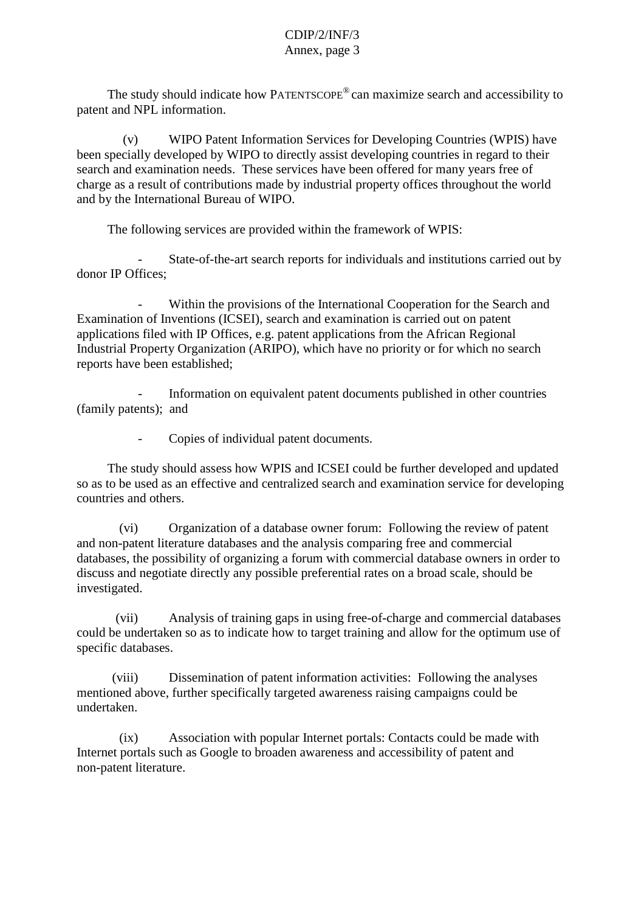The study should indicate how PATENTSCOPE® can maximize search and accessibility to patent and NPL information.

(v) WIPO Patent Information Services for Developing Countries (WPIS) have been specially developed by WIPO to directly assist developing countries in regard to their search and examination needs. These services have been offered for many years free of charge as a result of contributions made by industrial property offices throughout the world and by the International Bureau of WIPO.

The following services are provided within the framework of WPIS:

- State-of-the-art search reports for individuals and institutions carried out by donor IP Offices;

- Within the provisions of the International Cooperation for the Search and Examination of Inventions (ICSEI), search and examination is carried out on patent applications filed with IP Offices, e.g. patent applications from the African Regional Industrial Property Organization (ARIPO), which have no priority or for which no search reports have been established;

- Information on equivalent patent documents published in other countries (family patents); and

- Copies of individual patent documents.

The study should assess how WPIS and ICSEI could be further developed and updated so as to be used as an effective and centralized search and examination service for developing countries and others.

(vi) Organization of a database owner forum: Following the review of patent and non-patent literature databases and the analysis comparing free and commercial databases, the possibility of organizing a forum with commercial database owners in order to discuss and negotiate directly any possible preferential rates on a broad scale, should be investigated.

(vii) Analysis of training gaps in using free-of-charge and commercial databases could be undertaken so as to indicate how to target training and allow for the optimum use of specific databases.

(viii) Dissemination of patent information activities: Following the analyses mentioned above, further specifically targeted awareness raising campaigns could be undertaken.

(ix) Association with popular Internet portals: Contacts could be made with Internet portals such as Google to broaden awareness and accessibility of patent and non-patent literature.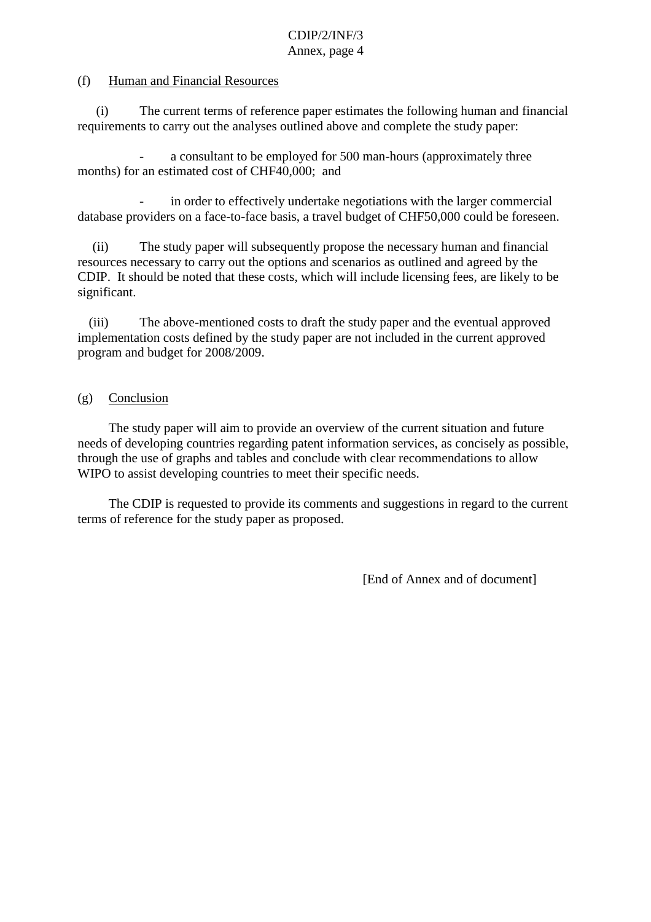(f) Human and Financial Resources

(i) The current terms of reference paper estimates the following human and financial requirements to carry out the analyses outlined above and complete the study paper:

- a consultant to be employed for 500 man-hours (approximately three months) for an estimated cost of CHF40,000;  and

- in order to effectively undertake negotiations with the larger commercial database providers on a face-to-face basis, a travel budget of CHF50,000 could be foreseen.

(ii) The study paper will subsequently propose the necessary human and financial resources necessary to carry out the options and scenarios as outlined and agreed by the CDIP.  It should be noted that these costs, which will include licensing fees, are likely to be significant.

(iii) The above-mentioned costs to draft the study paper and the eventual approved implementation costs defined by the study paper are not included in the current approved program and budget for 2008/2009.

(g) Conclusion

The study paper will aim to provide an overview of the current situation and future needs of developing countries regarding patent information services, as concisely as possible, through the use of graphs and tables and conclude with clear recommendations to allow WIPO to assist developing countries to meet their specific needs.

The CDIP is requested to provide its comments and suggestions in regard to the current terms of reference for the study paper as proposed.

[End of Annex and of document]